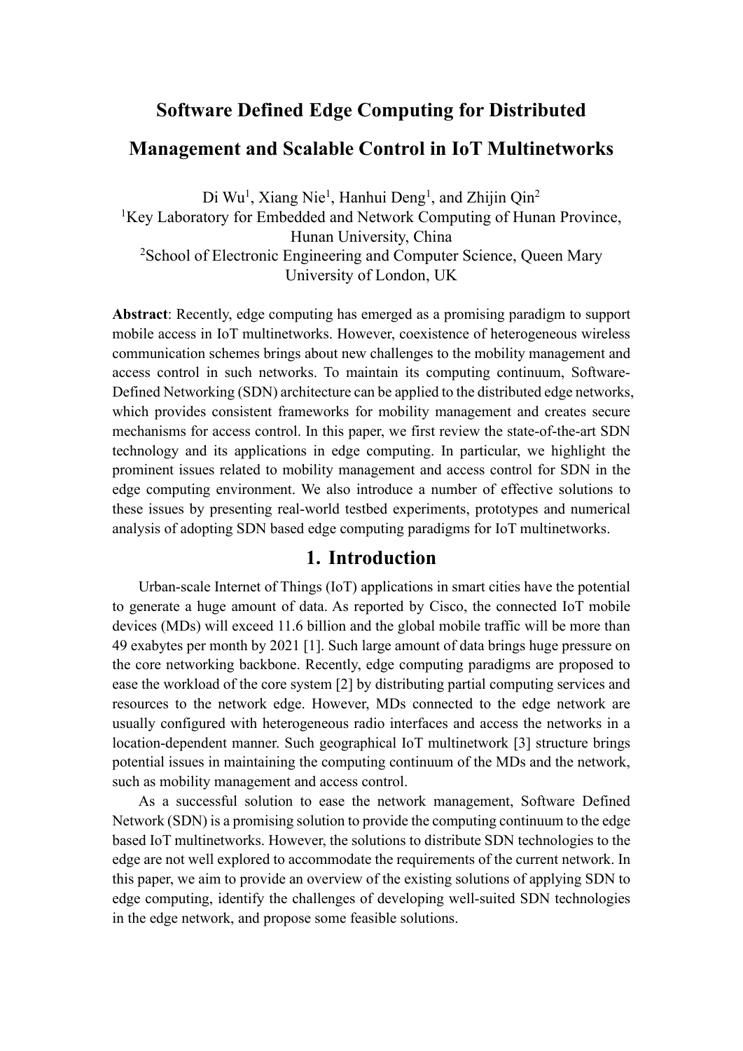# Software Defined Edge Computing for Distributed Management and Scalable Control in IoT Multinetworks

Di Wu[1], Xiang Nie[1], Hanhui Deng[1], and Zhijin Qin[2]

[1]Key Laboratory for Embedded and Network Computing of Hunan Province, Hunan University, China

[2]School of Electronic Engineering and Computer Science, Queen Mary University of London, UK

**Abstract**: Recently, edge computing has emerged as a promising paradigm to support mobile access in IoT multinetworks. However, coexistence of heterogeneous wireless communication schemes brings about new challenges to the mobility management and access control in such networks. To maintain its computing continuum, Software-Defined Networking (SDN) architecture can be applied to the distributed edge networks, which provides consistent frameworks for mobility management and creates secure mechanisms for access control. In this paper, we first review the state-of-the-art SDN technology and its applications in edge computing. In particular, we highlight the prominent issues related to mobility management and access control for SDN in the edge computing environment. We also introduce a number of effective solutions to these issues by presenting real-world testbed experiments, prototypes and numerical analysis of adopting SDN based edge computing paradigms for IoT multinetworks.

## 1. Introduction

Urban-scale Internet of Things (IoT) applications in smart cities have the potential to generate a huge amount of data. As reported by Cisco, the connected IoT mobile devices (MDs) will exceed 11.6 billion and the global mobile traffic will be more than 49 exabytes per month by 2021 [1]. Such large amount of data brings huge pressure on the core networking backbone. Recently, edge computing paradigms are proposed to ease the workload of the core system [2] by distributing partial computing services and resources to the network edge. However, MDs connected to the edge network are usually configured with heterogeneous radio interfaces and access the networks in a location-dependent manner. Such geographical IoT multinetwork [3] structure brings potential issues in maintaining the computing continuum of the MDs and the network, such as mobility management and access control.

As a successful solution to ease the network management, Software Defined Network (SDN) is a promising solution to provide the computing continuum to the edge based IoT multinetworks. However, the solutions to distribute SDN technologies to the edge are not well explored to accommodate the requirements of the current network. In this paper, we aim to provide an overview of the existing solutions of applying SDN to edge computing, identify the challenges of developing well-suited SDN technologies in the edge network, and propose some feasible solutions.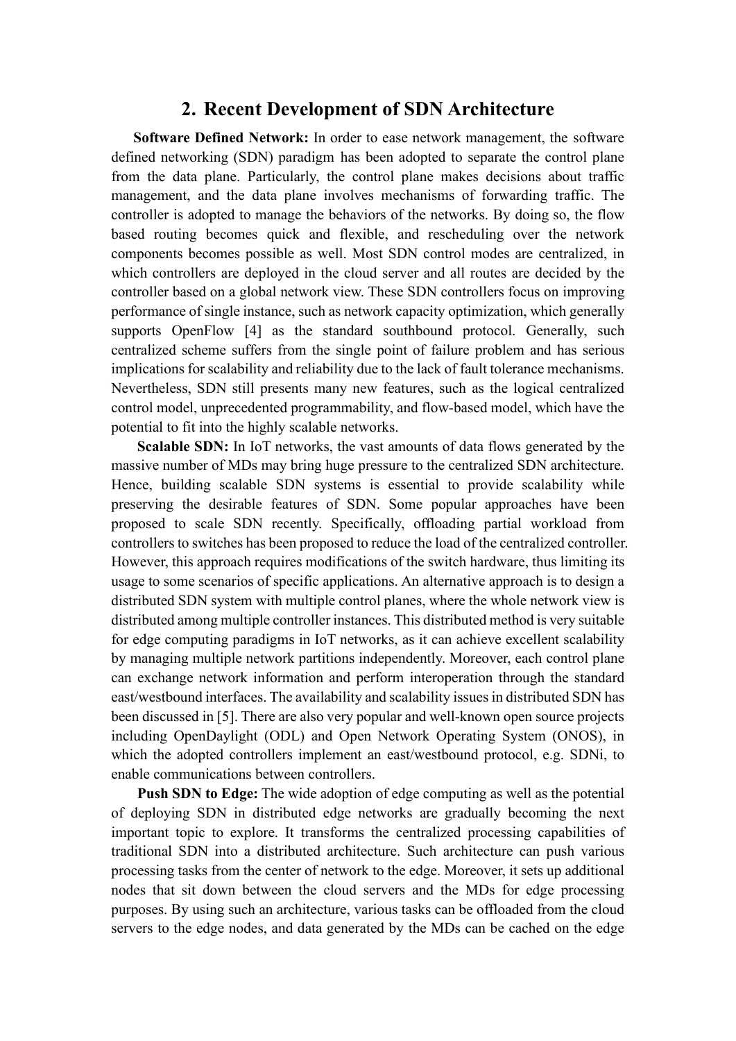## 2. Recent Development of SDN Architecture

**Software Defined Network:** In order to ease network management, the software defined networking (SDN) paradigm has been adopted to separate the control plane from the data plane. Particularly, the control plane makes decisions about traffic management, and the data plane involves mechanisms of forwarding traffic. The controller is adopted to manage the behaviors of the networks. By doing so, the flow based routing becomes quick and flexible, and rescheduling over the network components becomes possible as well. Most SDN control modes are centralized, in which controllers are deployed in the cloud server and all routes are decided by the controller based on a global network view. These SDN controllers focus on improving performance of single instance, such as network capacity optimization, which generally supports OpenFlow [4] as the standard southbound protocol. Generally, such centralized scheme suffers from the single point of failure problem and has serious implications for scalability and reliability due to the lack of fault tolerance mechanisms. Nevertheless, SDN still presents many new features, such as the logical centralized control model, unprecedented programmability, and flow-based model, which have the potential to fit into the highly scalable networks.

**Scalable SDN:** In IoT networks, the vast amounts of data flows generated by the massive number of MDs may bring huge pressure to the centralized SDN architecture. Hence, building scalable SDN systems is essential to provide scalability while preserving the desirable features of SDN. Some popular approaches have been proposed to scale SDN recently. Specifically, offloading partial workload from controllers to switches has been proposed to reduce the load of the centralized controller. However, this approach requires modifications of the switch hardware, thus limiting its usage to some scenarios of specific applications. An alternative approach is to design a distributed SDN system with multiple control planes, where the whole network view is distributed among multiple controller instances. This distributed method is very suitable for edge computing paradigms in IoT networks, as it can achieve excellent scalability by managing multiple network partitions independently. Moreover, each control plane can exchange network information and perform interoperation through the standard east/westbound interfaces. The availability and scalability issues in distributed SDN has been discussed in [5]. There are also very popular and well-known open source projects including OpenDaylight (ODL) and Open Network Operating System (ONOS), in which the adopted controllers implement an east/westbound protocol, e.g. SDNi, to enable communications between controllers.

**Push SDN to Edge:** The wide adoption of edge computing as well as the potential of deploying SDN in distributed edge networks are gradually becoming the next important topic to explore. It transforms the centralized processing capabilities of traditional SDN into a distributed architecture. Such architecture can push various processing tasks from the center of network to the edge. Moreover, it sets up additional nodes that sit down between the cloud servers and the MDs for edge processing purposes. By using such an architecture, various tasks can be offloaded from the cloud servers to the edge nodes, and data generated by the MDs can be cached on the edge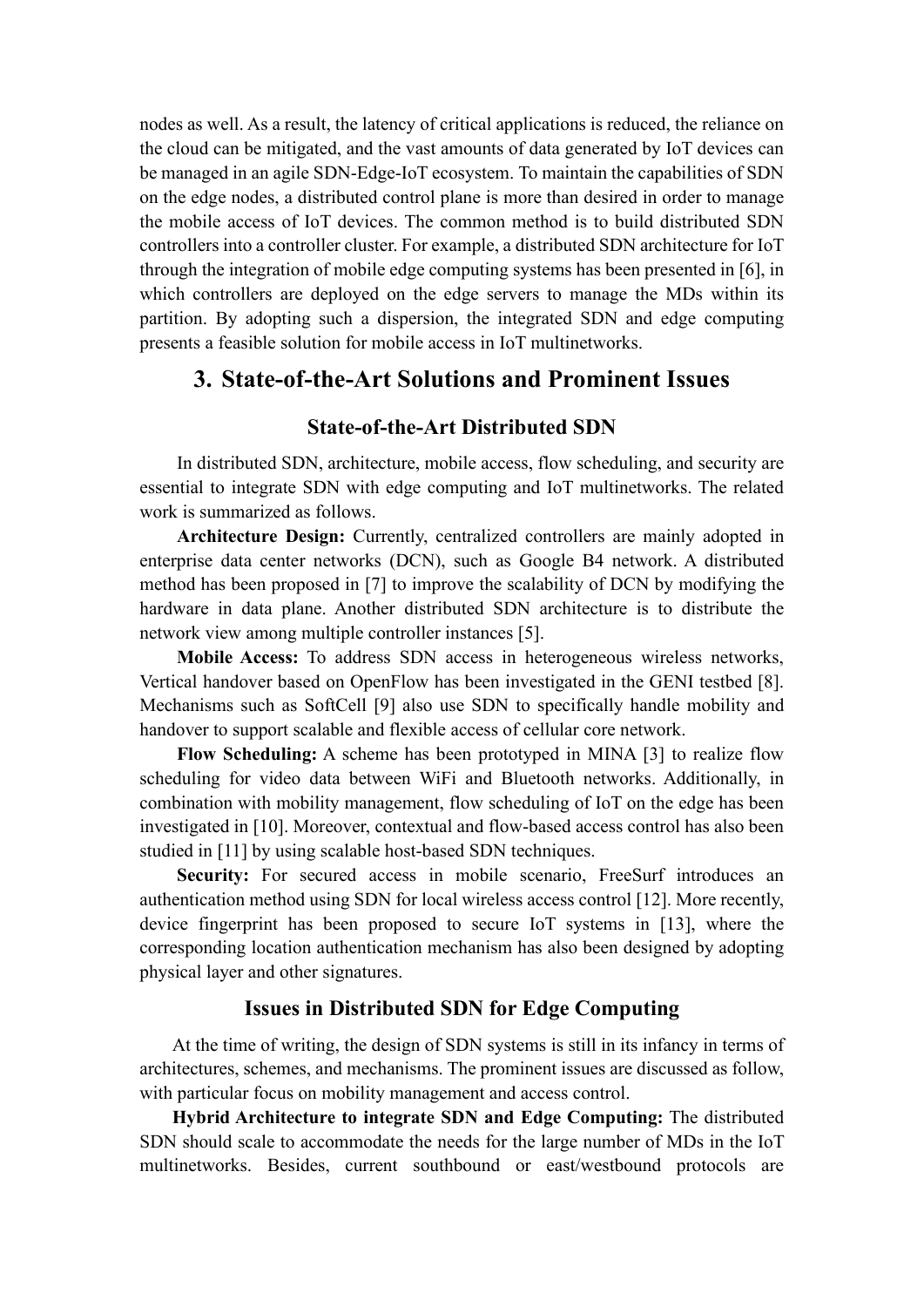nodes as well. As a result, the latency of critical applications is reduced, the reliance on the cloud can be mitigated, and the vast amounts of data generated by IoT devices can be managed in an agile SDN-Edge-IoT ecosystem. To maintain the capabilities of SDN on the edge nodes, a distributed control plane is more than desired in order to manage the mobile access of IoT devices. The common method is to build distributed SDN controllers into a controller cluster. For example, a distributed SDN architecture for IoT through the integration of mobile edge computing systems has been presented in [6], in which controllers are deployed on the edge servers to manage the MDs within its partition. By adopting such a dispersion, the integrated SDN and edge computing presents a feasible solution for mobile access in IoT multinetworks.

## 3. State-of-the-Art Solutions and Prominent Issues

### State-of-the-Art Distributed SDN

In distributed SDN, architecture, mobile access, flow scheduling, and security are essential to integrate SDN with edge computing and IoT multinetworks. The related work is summarized as follows.

**Architecture Design:** Currently, centralized controllers are mainly adopted in enterprise data center networks (DCN), such as Google B4 network. A distributed method has been proposed in [7] to improve the scalability of DCN by modifying the hardware in data plane. Another distributed SDN architecture is to distribute the network view among multiple controller instances [5].

**Mobile Access:** To address SDN access in heterogeneous wireless networks, Vertical handover based on OpenFlow has been investigated in the GENI testbed [8]. Mechanisms such as SoftCell [9] also use SDN to specifically handle mobility and handover to support scalable and flexible access of cellular core network.

**Flow Scheduling:** A scheme has been prototyped in MINA [3] to realize flow scheduling for video data between WiFi and Bluetooth networks. Additionally, in combination with mobility management, flow scheduling of IoT on the edge has been investigated in [10]. Moreover, contextual and flow-based access control has also been studied in [11] by using scalable host-based SDN techniques.

**Security:** For secured access in mobile scenario, FreeSurf introduces an authentication method using SDN for local wireless access control [12]. More recently, device fingerprint has been proposed to secure IoT systems in [13], where the corresponding location authentication mechanism has also been designed by adopting physical layer and other signatures.

### Issues in Distributed SDN for Edge Computing

At the time of writing, the design of SDN systems is still in its infancy in terms of architectures, schemes, and mechanisms. The prominent issues are discussed as follow, with particular focus on mobility management and access control.

**Hybrid Architecture to integrate SDN and Edge Computing:** The distributed SDN should scale to accommodate the needs for the large number of MDs in the IoT multinetworks. Besides, current southbound or east/westbound protocols are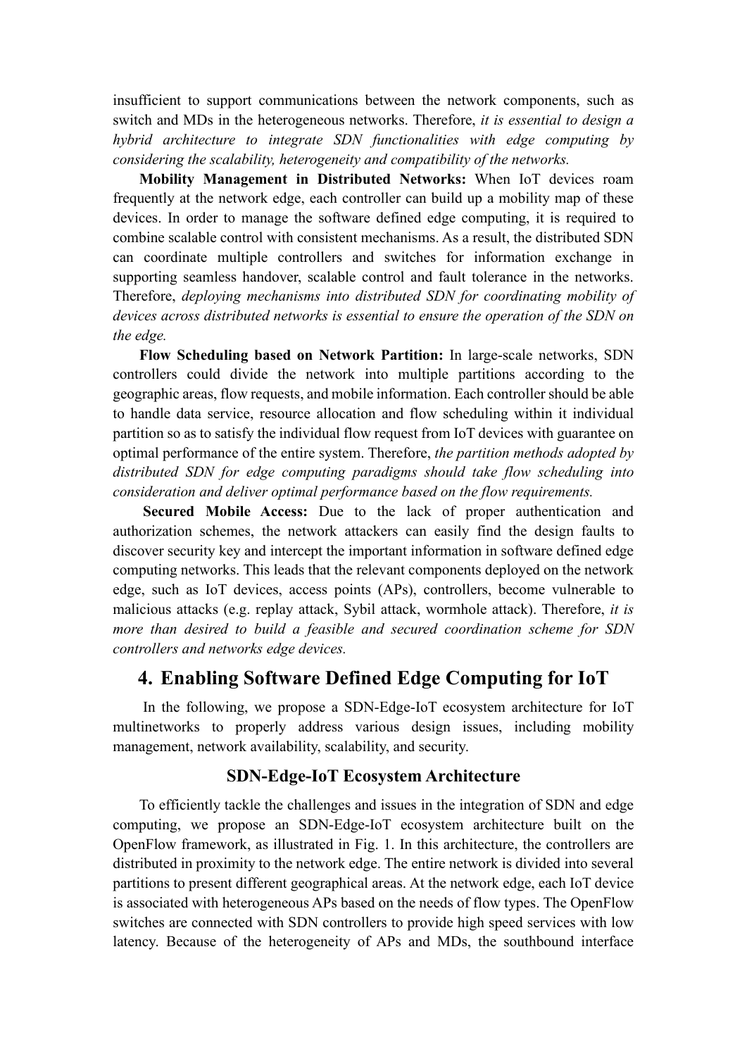insufficient to support communications between the network components, such as switch and MDs in the heterogeneous networks. Therefore, *it is essential to design a hybrid architecture to integrate SDN functionalities with edge computing by considering the scalability, heterogeneity and compatibility of the networks.*

**Mobility Management in Distributed Networks:** When IoT devices roam frequently at the network edge, each controller can build up a mobility map of these devices. In order to manage the software defined edge computing, it is required to combine scalable control with consistent mechanisms. As a result, the distributed SDN can coordinate multiple controllers and switches for information exchange in supporting seamless handover, scalable control and fault tolerance in the networks. Therefore, *deploying mechanisms into distributed SDN for coordinating mobility of devices across distributed networks is essential to ensure the operation of the SDN on the edge.*

**Flow Scheduling based on Network Partition:** In large-scale networks, SDN controllers could divide the network into multiple partitions according to the geographic areas, flow requests, and mobile information. Each controller should be able to handle data service, resource allocation and flow scheduling within it individual partition so as to satisfy the individual flow request from IoT devices with guarantee on optimal performance of the entire system. Therefore, *the partition methods adopted by distributed SDN for edge computing paradigms should take flow scheduling into consideration and deliver optimal performance based on the flow requirements.*

**Secured Mobile Access:** Due to the lack of proper authentication and authorization schemes, the network attackers can easily find the design faults to discover security key and intercept the important information in software defined edge computing networks. This leads that the relevant components deployed on the network edge, such as IoT devices, access points (APs), controllers, become vulnerable to malicious attacks (e.g. replay attack, Sybil attack, wormhole attack). Therefore, *it is more than desired to build a feasible and secured coordination scheme for SDN controllers and networks edge devices.*

# 4. Enabling Software Defined Edge Computing for IoT

In the following, we propose a SDN-Edge-IoT ecosystem architecture for IoT multinetworks to properly address various design issues, including mobility management, network availability, scalability, and security.

### SDN-Edge-IoT Ecosystem Architecture

To efficiently tackle the challenges and issues in the integration of SDN and edge computing, we propose an SDN-Edge-IoT ecosystem architecture built on the OpenFlow framework, as illustrated in Fig. 1. In this architecture, the controllers are distributed in proximity to the network edge. The entire network is divided into several partitions to present different geographical areas. At the network edge, each IoT device is associated with heterogeneous APs based on the needs of flow types. The OpenFlow switches are connected with SDN controllers to provide high speed services with low latency. Because of the heterogeneity of APs and MDs, the southbound interface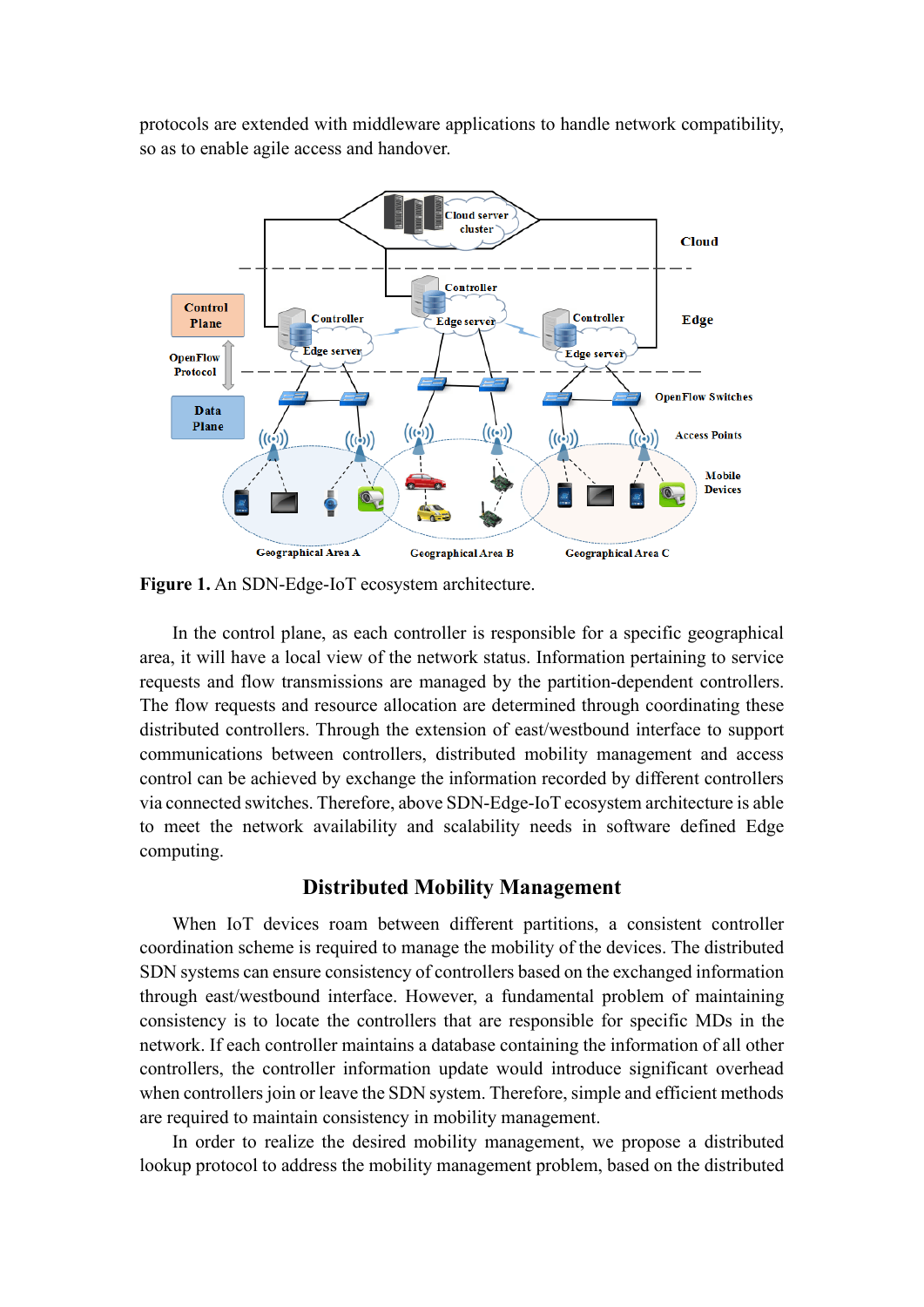protocols are extended with middleware applications to handle network compatibility, so as to enable agile access and handover.

**Figure 1.** An SDN-Edge-IoT ecosystem architecture.

In the control plane, as each controller is responsible for a specific geographical area, it will have a local view of the network status. Information pertaining to service requests and flow transmissions are managed by the partition-dependent controllers. The flow requests and resource allocation are determined through coordinating these distributed controllers. Through the extension of east/westbound interface to support communications between controllers, distributed mobility management and access control can be achieved by exchange the information recorded by different controllers via connected switches. Therefore, above SDN-Edge-IoT ecosystem architecture is able to meet the network availability and scalability needs in software defined Edge computing.

## Distributed Mobility Management

When IoT devices roam between different partitions, a consistent controller coordination scheme is required to manage the mobility of the devices. The distributed SDN systems can ensure consistency of controllers based on the exchanged information through east/westbound interface. However, a fundamental problem of maintaining consistency is to locate the controllers that are responsible for specific MDs in the network. If each controller maintains a database containing the information of all other controllers, the controller information update would introduce significant overhead when controllers join or leave the SDN system. Therefore, simple and efficient methods are required to maintain consistency in mobility management.

In order to realize the desired mobility management, we propose a distributed lookup protocol to address the mobility management problem, based on the distributed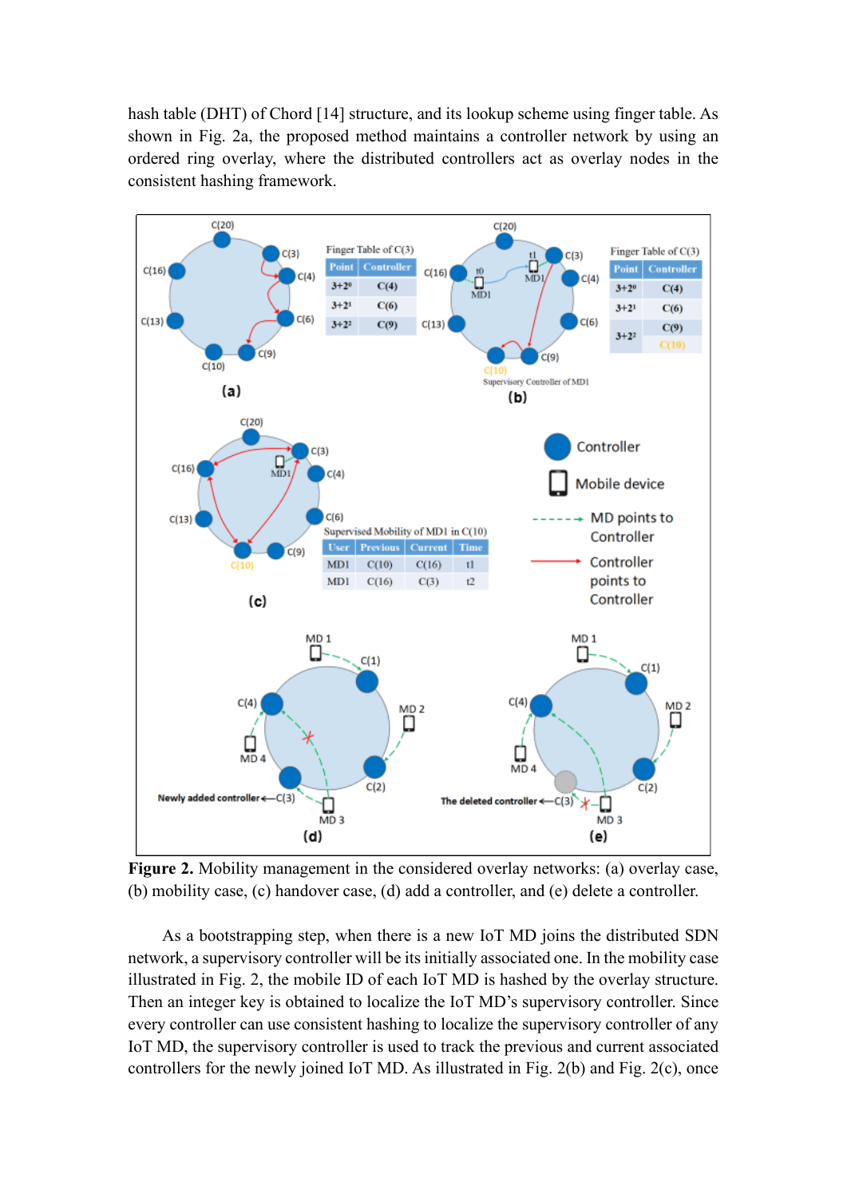hash table (DHT) of Chord [14] structure, and its lookup scheme using finger table. As shown in Fig. 2a, the proposed method maintains a controller network by using an ordered ring overlay, where the distributed controllers act as overlay nodes in the consistent hashing framework.

**Figure 2.** Mobility management in the considered overlay networks: (a) overlay case, (b) mobility case, (c) handover case, (d) add a controller, and (e) delete a controller.

As a bootstrapping step, when there is a new IoT MD joins the distributed SDN network, a supervisory controller will be its initially associated one. In the mobility case illustrated in Fig. 2, the mobile ID of each IoT MD is hashed by the overlay structure. Then an integer key is obtained to localize the IoT MD's supervisory controller. Since every controller can use consistent hashing to localize the supervisory controller of any IoT MD, the supervisory controller is used to track the previous and current associated controllers for the newly joined IoT MD. As illustrated in Fig. 2(b) and Fig. 2(c), once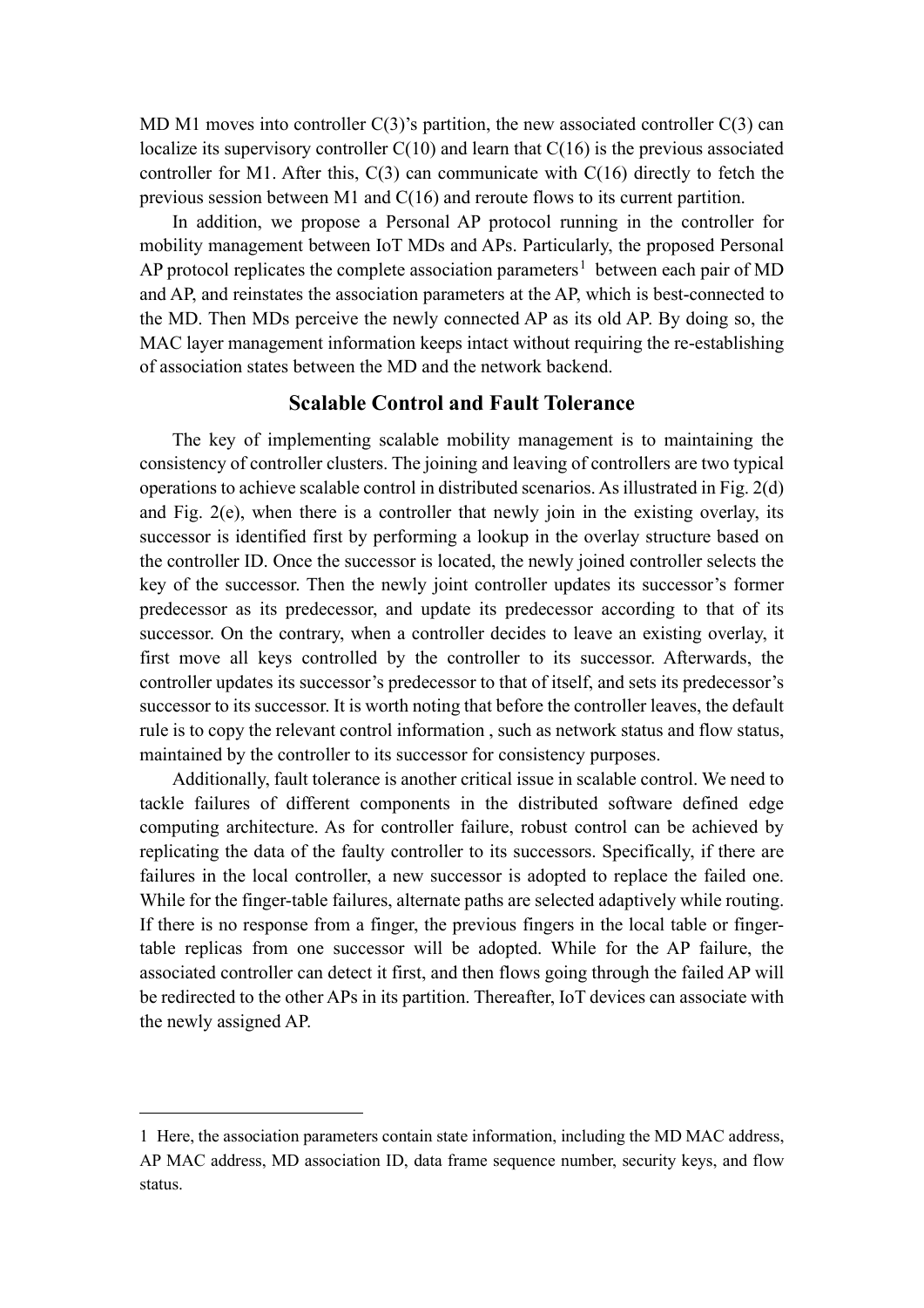MD M1 moves into controller C(3)'s partition, the new associated controller C(3) can localize its supervisory controller C(10) and learn that C(16) is the previous associated controller for M1. After this, C(3) can communicate with C(16) directly to fetch the previous session between M1 and C(16) and reroute flows to its current partition.

In addition, we propose a Personal AP protocol running in the controller for mobility management between IoT MDs and APs. Particularly, the proposed Personal AP protocol replicates the complete association parameters[1] between each pair of MD and AP, and reinstates the association parameters at the AP, which is best-connected to the MD. Then MDs perceive the newly connected AP as its old AP. By doing so, the MAC layer management information keeps intact without requiring the re-establishing of association states between the MD and the network backend.

## Scalable Control and Fault Tolerance

The key of implementing scalable mobility management is to maintaining the consistency of controller clusters. The joining and leaving of controllers are two typical operations to achieve scalable control in distributed scenarios. As illustrated in Fig. 2(d) and Fig. 2(e), when there is a controller that newly join in the existing overlay, its successor is identified first by performing a lookup in the overlay structure based on the controller ID. Once the successor is located, the newly joined controller selects the key of the successor. Then the newly joint controller updates its successor's former predecessor as its predecessor, and update its predecessor according to that of its successor. On the contrary, when a controller decides to leave an existing overlay, it first move all keys controlled by the controller to its successor. Afterwards, the controller updates its successor's predecessor to that of itself, and sets its predecessor's successor to its successor. It is worth noting that before the controller leaves, the default rule is to copy the relevant control information , such as network status and flow status, maintained by the controller to its successor for consistency purposes.

Additionally, fault tolerance is another critical issue in scalable control. We need to tackle failures of different components in the distributed software defined edge computing architecture. As for controller failure, robust control can be achieved by replicating the data of the faulty controller to its successors. Specifically, if there are failures in the local controller, a new successor is adopted to replace the failed one. While for the finger-table failures, alternate paths are selected adaptively while routing. If there is no response from a finger, the previous fingers in the local table or finger-table replicas from one successor will be adopted. While for the AP failure, the associated controller can detect it first, and then flows going through the failed AP will be redirected to the other APs in its partition. Thereafter, IoT devices can associate with the newly assigned AP.

---

[1] Here, the association parameters contain state information, including the MD MAC address, AP MAC address, MD association ID, data frame sequence number, security keys, and flow status.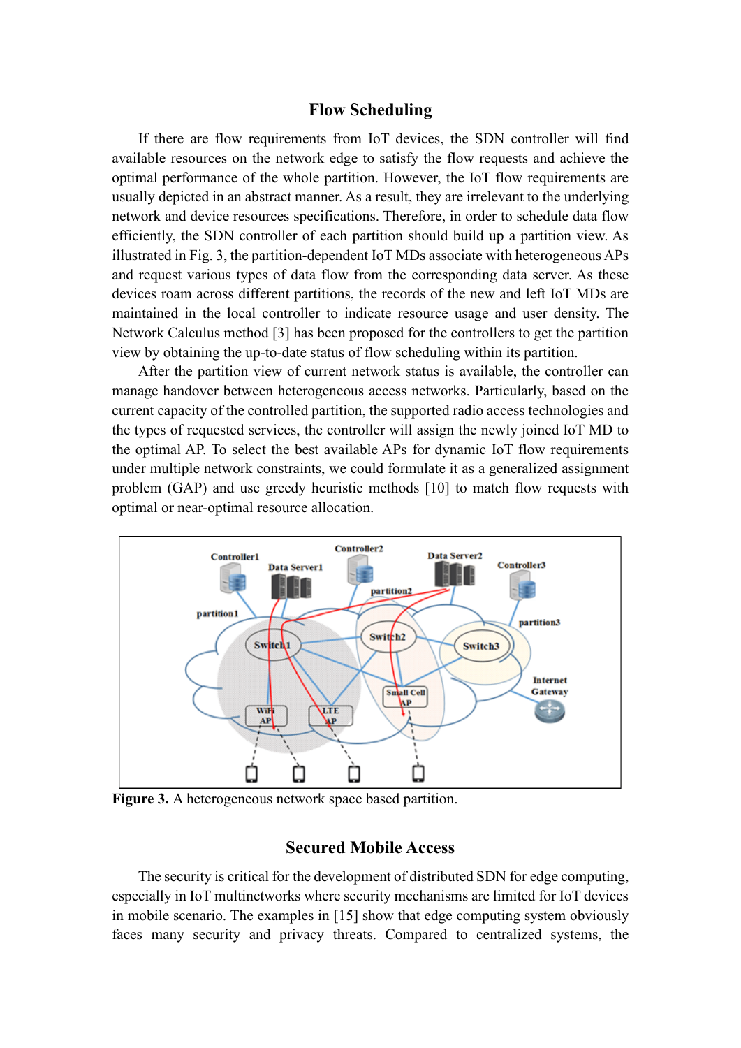## Flow Scheduling

If there are flow requirements from IoT devices, the SDN controller will find available resources on the network edge to satisfy the flow requests and achieve the optimal performance of the whole partition. However, the IoT flow requirements are usually depicted in an abstract manner. As a result, they are irrelevant to the underlying network and device resources specifications. Therefore, in order to schedule data flow efficiently, the SDN controller of each partition should build up a partition view. As illustrated in Fig. 3, the partition-dependent IoT MDs associate with heterogeneous APs and request various types of data flow from the corresponding data server. As these devices roam across different partitions, the records of the new and left IoT MDs are maintained in the local controller to indicate resource usage and user density. The Network Calculus method [3] has been proposed for the controllers to get the partition view by obtaining the up-to-date status of flow scheduling within its partition.

After the partition view of current network status is available, the controller can manage handover between heterogeneous access networks. Particularly, based on the current capacity of the controlled partition, the supported radio access technologies and the types of requested services, the controller will assign the newly joined IoT MD to the optimal AP. To select the best available APs for dynamic IoT flow requirements under multiple network constraints, we could formulate it as a generalized assignment problem (GAP) and use greedy heuristic methods [10] to match flow requests with optimal or near-optimal resource allocation.

**Figure 3.** A heterogeneous network space based partition.

## Secured Mobile Access

The security is critical for the development of distributed SDN for edge computing, especially in IoT multinetworks where security mechanisms are limited for IoT devices in mobile scenario. The examples in [15] show that edge computing system obviously faces many security and privacy threats. Compared to centralized systems, the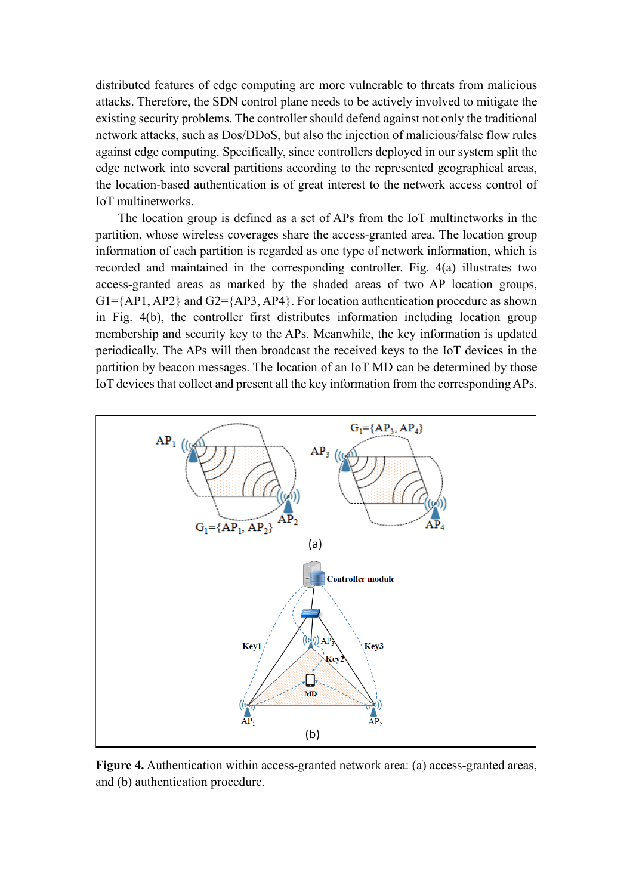distributed features of edge computing are more vulnerable to threats from malicious attacks. Therefore, the SDN control plane needs to be actively involved to mitigate the existing security problems. The controller should defend against not only the traditional network attacks, such as Dos/DDoS, but also the injection of malicious/false flow rules against edge computing. Specifically, since controllers deployed in our system split the edge network into several partitions according to the represented geographical areas, the location-based authentication is of great interest to the network access control of IoT multinetworks.

The location group is defined as a set of APs from the IoT multinetworks in the partition, whose wireless coverages share the access-granted area. The location group information of each partition is regarded as one type of network information, which is recorded and maintained in the corresponding controller. Fig. 4(a) illustrates two access-granted areas as marked by the shaded areas of two AP location groups, G1={AP1, AP2} and G2={AP3, AP4}. For location authentication procedure as shown in Fig. 4(b), the controller first distributes information including location group membership and security key to the APs. Meanwhile, the key information is updated periodically. The APs will then broadcast the received keys to the IoT devices in the partition by beacon messages. The location of an IoT MD can be determined by those IoT devices that collect and present all the key information from the corresponding APs.

**Figure 4.** Authentication within access-granted network area: (a) access-granted areas, and (b) authentication procedure.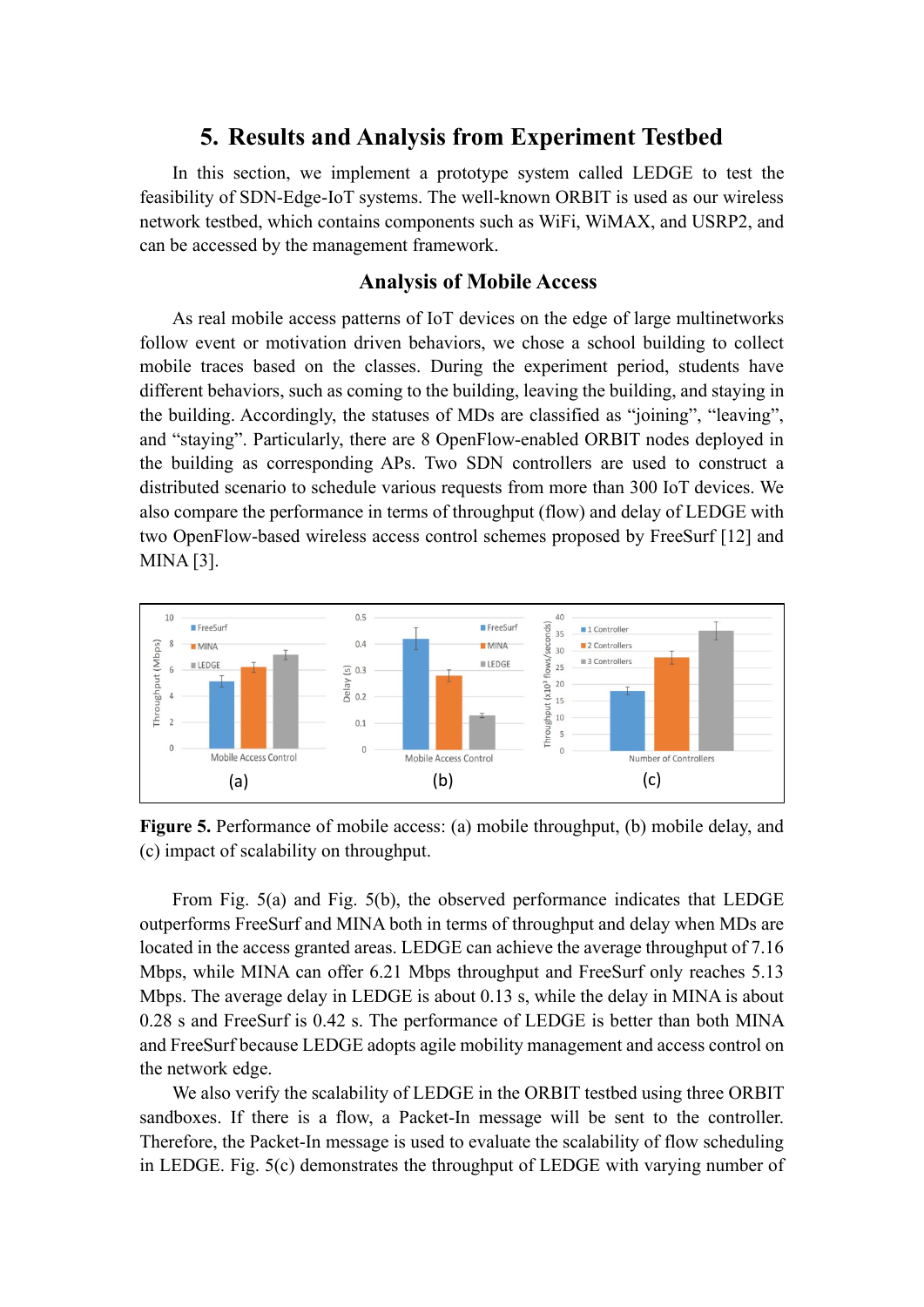## 5. Results and Analysis from Experiment Testbed

In this section, we implement a prototype system called LEDGE to test the feasibility of SDN-Edge-IoT systems. The well-known ORBIT is used as our wireless network testbed, which contains components such as WiFi, WiMAX, and USRP2, and can be accessed by the management framework.

### Analysis of Mobile Access

As real mobile access patterns of IoT devices on the edge of large multinetworks follow event or motivation driven behaviors, we chose a school building to collect mobile traces based on the classes. During the experiment period, students have different behaviors, such as coming to the building, leaving the building, and staying in the building. Accordingly, the statuses of MDs are classified as "joining", "leaving", and "staying". Particularly, there are 8 OpenFlow-enabled ORBIT nodes deployed in the building as corresponding APs. Two SDN controllers are used to construct a distributed scenario to schedule various requests from more than 300 IoT devices. We also compare the performance in terms of throughput (flow) and delay of LEDGE with two OpenFlow-based wireless access control schemes proposed by FreeSurf [12] and MINA [3].

**Figure 5.** Performance of mobile access: (a) mobile throughput, (b) mobile delay, and (c) impact of scalability on throughput.

From Fig. 5(a) and Fig. 5(b), the observed performance indicates that LEDGE outperforms FreeSurf and MINA both in terms of throughput and delay when MDs are located in the access granted areas. LEDGE can achieve the average throughput of 7.16 Mbps, while MINA can offer 6.21 Mbps throughput and FreeSurf only reaches 5.13 Mbps. The average delay in LEDGE is about 0.13 s, while the delay in MINA is about 0.28 s and FreeSurf is 0.42 s. The performance of LEDGE is better than both MINA and FreeSurf because LEDGE adopts agile mobility management and access control on the network edge.

We also verify the scalability of LEDGE in the ORBIT testbed using three ORBIT sandboxes. If there is a flow, a Packet-In message will be sent to the controller. Therefore, the Packet-In message is used to evaluate the scalability of flow scheduling in LEDGE. Fig. 5(c) demonstrates the throughput of LEDGE with varying number of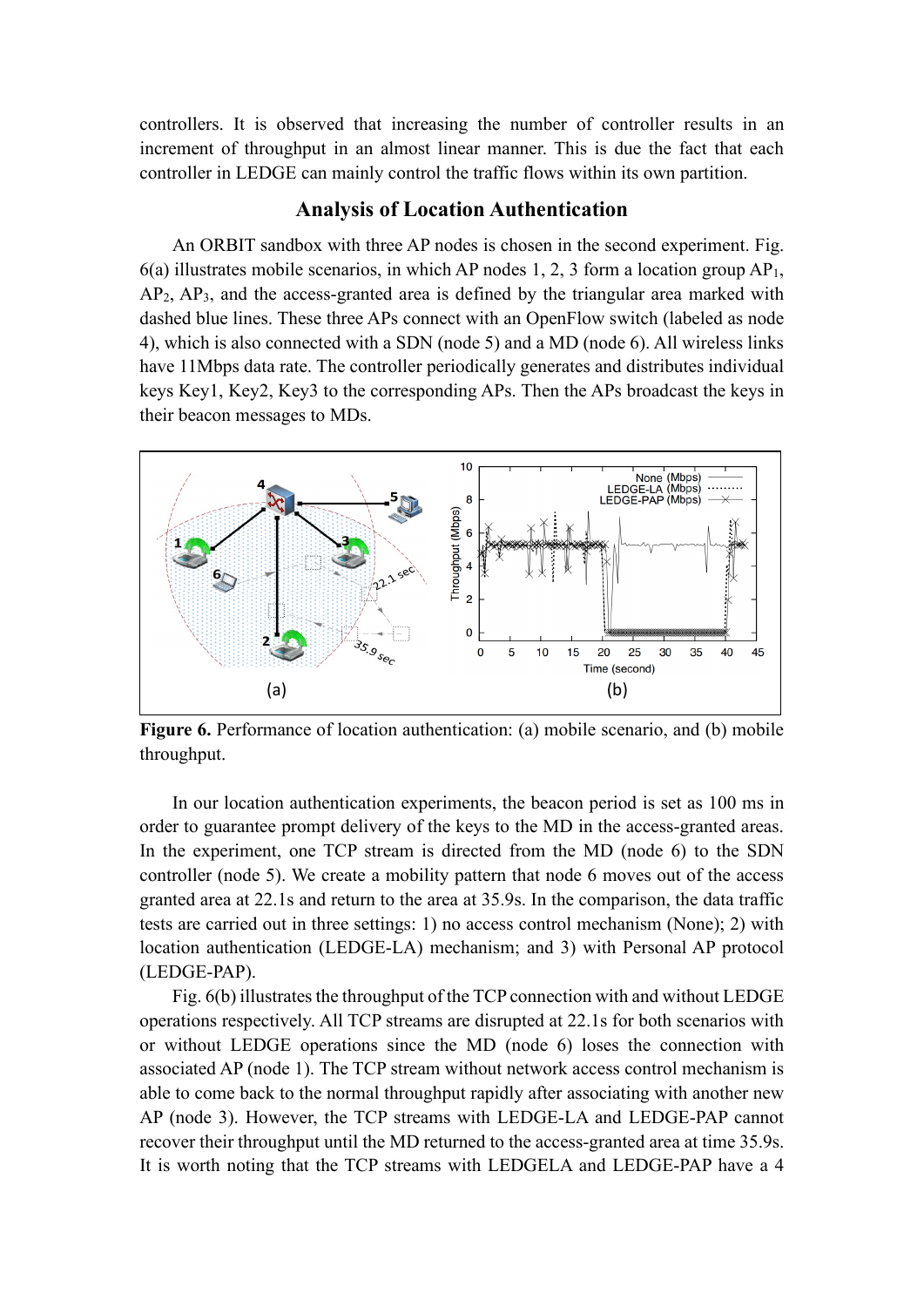controllers. It is observed that increasing the number of controller results in an increment of throughput in an almost linear manner. This is due the fact that each controller in LEDGE can mainly control the traffic flows within its own partition.

## Analysis of Location Authentication

An ORBIT sandbox with three AP nodes is chosen in the second experiment. Fig. 6(a) illustrates mobile scenarios, in which AP nodes 1, 2, 3 form a location group $AP_1$, $AP_2$, $AP_3$, and the access-granted area is defined by the triangular area marked with dashed blue lines. These three APs connect with an OpenFlow switch (labeled as node 4), which is also connected with a SDN (node 5) and a MD (node 6). All wireless links have 11Mbps data rate. The controller periodically generates and distributes individual keys Key1, Key2, Key3 to the corresponding APs. Then the APs broadcast the keys in their beacon messages to MDs.

**Figure 6.** Performance of location authentication: (a) mobile scenario, and (b) mobile throughput.

In our location authentication experiments, the beacon period is set as 100 ms in order to guarantee prompt delivery of the keys to the MD in the access-granted areas. In the experiment, one TCP stream is directed from the MD (node 6) to the SDN controller (node 5). We create a mobility pattern that node 6 moves out of the access granted area at 22.1s and return to the area at 35.9s. In the comparison, the data traffic tests are carried out in three settings: 1) no access control mechanism (None); 2) with location authentication (LEDGE-LA) mechanism; and 3) with Personal AP protocol (LEDGE-PAP).

Fig. 6(b) illustrates the throughput of the TCP connection with and without LEDGE operations respectively. All TCP streams are disrupted at 22.1s for both scenarios with or without LEDGE operations since the MD (node 6) loses the connection with associated AP (node 1). The TCP stream without network access control mechanism is able to come back to the normal throughput rapidly after associating with another new AP (node 3). However, the TCP streams with LEDGE-LA and LEDGE-PAP cannot recover their throughput until the MD returned to the access-granted area at time 35.9s. It is worth noting that the TCP streams with LEDGELA and LEDGE-PAP have a 4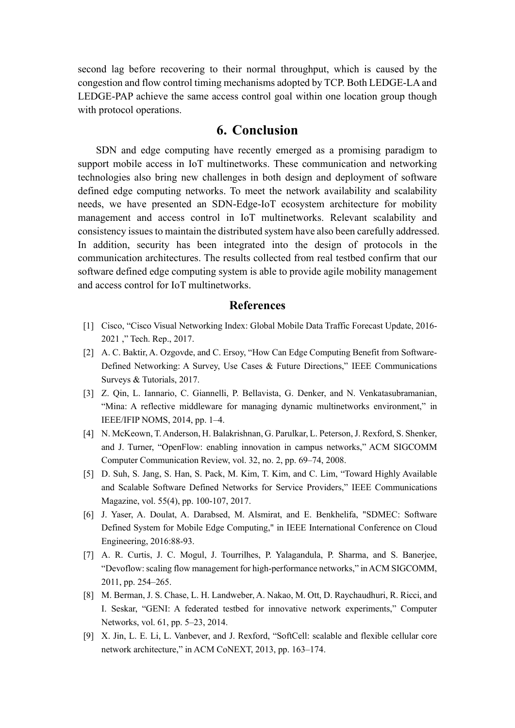second lag before recovering to their normal throughput, which is caused by the congestion and flow control timing mechanisms adopted by TCP. Both LEDGE-LA and LEDGE-PAP achieve the same access control goal within one location group though with protocol operations.

## 6. Conclusion

SDN and edge computing have recently emerged as a promising paradigm to support mobile access in IoT multinetworks. These communication and networking technologies also bring new challenges in both design and deployment of software defined edge computing networks. To meet the network availability and scalability needs, we have presented an SDN-Edge-IoT ecosystem architecture for mobility management and access control in IoT multinetworks. Relevant scalability and consistency issues to maintain the distributed system have also been carefully addressed. In addition, security has been integrated into the design of protocols in the communication architectures. The results collected from real testbed confirm that our software defined edge computing system is able to provide agile mobility management and access control for IoT multinetworks.

## References

[1] Cisco, "Cisco Visual Networking Index: Global Mobile Data Traffic Forecast Update, 2016-2021 ," Tech. Rep., 2017.

[2] A. C. Baktir, A. Ozgovde, and C. Ersoy, "How Can Edge Computing Benefit from Software-Defined Networking: A Survey, Use Cases & Future Directions," IEEE Communications Surveys & Tutorials, 2017.

[3] Z. Qin, L. Iannario, C. Giannelli, P. Bellavista, G. Denker, and N. Venkatasubramanian, "Mina: A reflective middleware for managing dynamic multinetworks environment," in IEEE/IFIP NOMS, 2014, pp. 1–4.

[4] N. McKeown, T. Anderson, H. Balakrishnan, G. Parulkar, L. Peterson, J. Rexford, S. Shenker, and J. Turner, "OpenFlow: enabling innovation in campus networks," ACM SIGCOMM Computer Communication Review, vol. 32, no. 2, pp. 69–74, 2008.

[5] D. Suh, S. Jang, S. Han, S. Pack, M. Kim, T. Kim, and C. Lim, "Toward Highly Available and Scalable Software Defined Networks for Service Providers," IEEE Communications Magazine, vol. 55(4), pp. 100-107, 2017.

[6] J. Yaser, A. Doulat, A. Darabsed, M. Alsmirat, and E. Benkhelifa, "SDMEC: Software Defined System for Mobile Edge Computing," in IEEE International Conference on Cloud Engineering, 2016:88-93.

[7] A. R. Curtis, J. C. Mogul, J. Tourrilhes, P. Yalagandula, P. Sharma, and S. Banerjee, "Devoflow: scaling flow management for high-performance networks," in ACM SIGCOMM, 2011, pp. 254–265.

[8] M. Berman, J. S. Chase, L. H. Landweber, A. Nakao, M. Ott, D. Raychaudhuri, R. Ricci, and I. Seskar, "GENI: A federated testbed for innovative network experiments," Computer Networks, vol. 61, pp. 5–23, 2014.

[9] X. Jin, L. E. Li, L. Vanbever, and J. Rexford, "SoftCell: scalable and flexible cellular core network architecture," in ACM CoNEXT, 2013, pp. 163–174.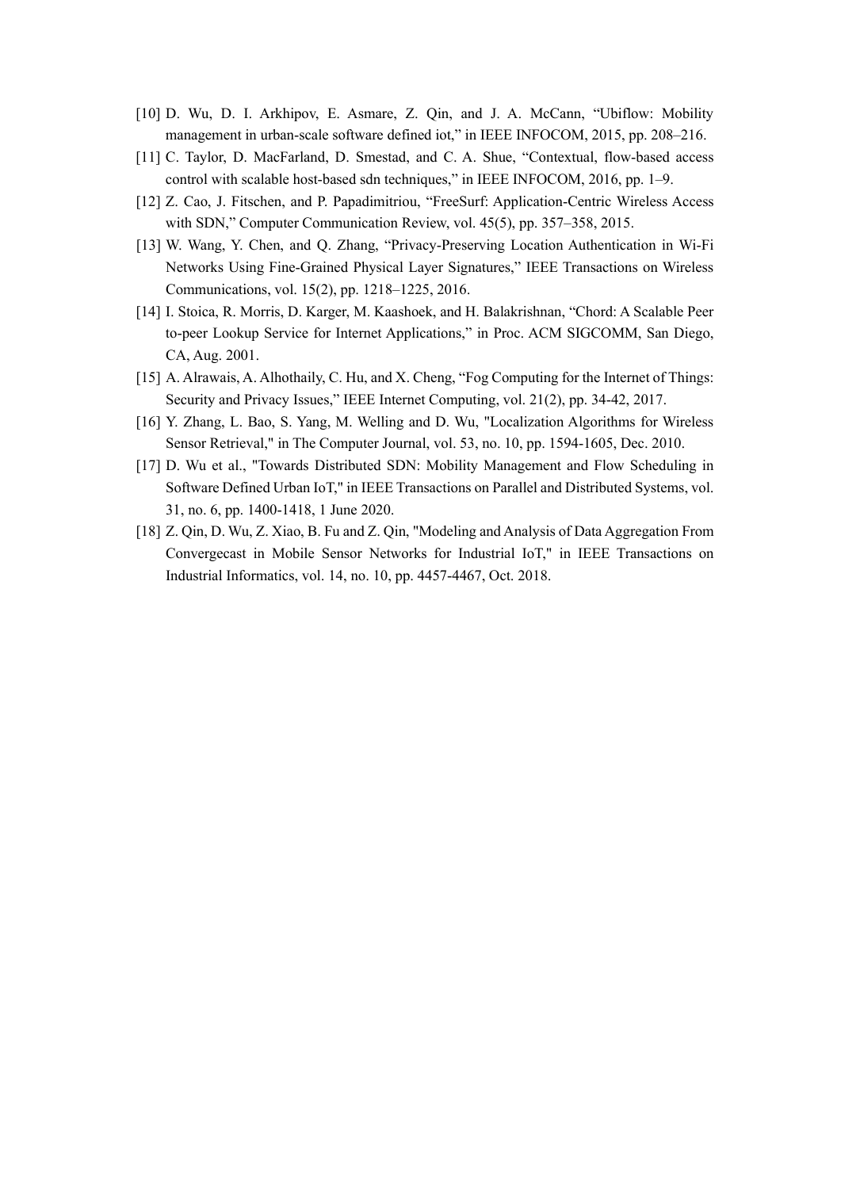[10] D. Wu, D. I. Arkhipov, E. Asmare, Z. Qin, and J. A. McCann, “Ubiflow: Mobility management in urban-scale software defined iot,” in IEEE INFOCOM, 2015, pp. 208–216.

[11] C. Taylor, D. MacFarland, D. Smestad, and C. A. Shue, “Contextual, flow-based access control with scalable host-based sdn techniques,” in IEEE INFOCOM, 2016, pp. 1–9.

[12] Z. Cao, J. Fitschen, and P. Papadimitriou, “FreeSurf: Application-Centric Wireless Access with SDN,” Computer Communication Review, vol. 45(5), pp. 357–358, 2015.

[13] W. Wang, Y. Chen, and Q. Zhang, “Privacy-Preserving Location Authentication in Wi-Fi Networks Using Fine-Grained Physical Layer Signatures,” IEEE Transactions on Wireless Communications, vol. 15(2), pp. 1218–1225, 2016.

[14] I. Stoica, R. Morris, D. Karger, M. Kaashoek, and H. Balakrishnan, “Chord: A Scalable Peer to-peer Lookup Service for Internet Applications,” in Proc. ACM SIGCOMM, San Diego, CA, Aug. 2001.

[15] A. Alrawais, A. Alhothaily, C. Hu, and X. Cheng, “Fog Computing for the Internet of Things: Security and Privacy Issues,” IEEE Internet Computing, vol. 21(2), pp. 34-42, 2017.

[16] Y. Zhang, L. Bao, S. Yang, M. Welling and D. Wu, "Localization Algorithms for Wireless Sensor Retrieval," in The Computer Journal, vol. 53, no. 10, pp. 1594-1605, Dec. 2010.

[17] D. Wu et al., "Towards Distributed SDN: Mobility Management and Flow Scheduling in Software Defined Urban IoT," in IEEE Transactions on Parallel and Distributed Systems, vol. 31, no. 6, pp. 1400-1418, 1 June 2020.

[18] Z. Qin, D. Wu, Z. Xiao, B. Fu and Z. Qin, "Modeling and Analysis of Data Aggregation From Convergecast in Mobile Sensor Networks for Industrial IoT," in IEEE Transactions on Industrial Informatics, vol. 14, no. 10, pp. 4457-4467, Oct. 2018.